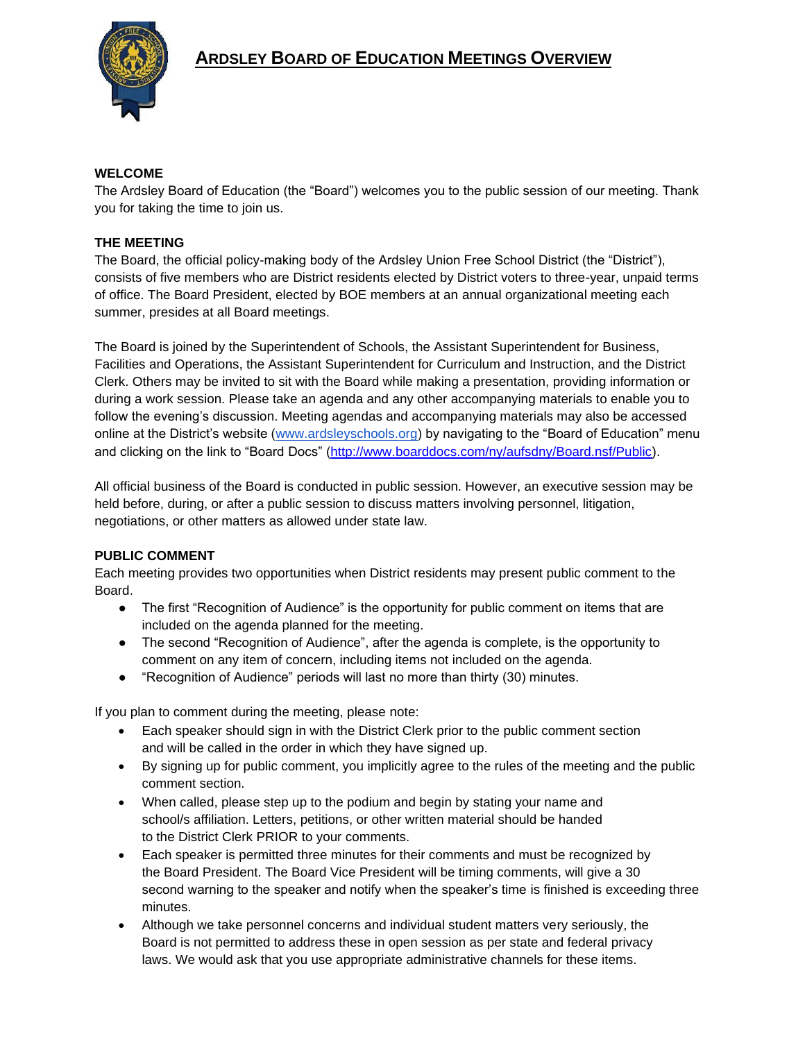# ARDSLEY BOARD OF EDUCATION MEETINGS OVERVIEW

**WELCOME**

The Ardsley Board of Education (the "Board") welcomes you to the public session of our meeting. Thank you for taking the time to join us.

**THE MEETING**

The Board, the official policy-making body of the Ardsley Union Free School District (the "District"), consists of five members who are District residents elected by District voters to three-year, unpaid terms of office. The Board President, elected by BOE members at an annual organizational meeting each summer, presides at all Board meetings.

The Board is joined by the Superintendent of Schools, the Assistant Superintendent for Business, Facilities and Operations, the Assistant Superintendent for Curriculum and Instruction, and the District Clerk. Others may be invited to sit with the Board while making a presentation, providing information or during a work session. Please take an agenda and any other accompanying materials to enable you to follow the evening's discussion. Meeting agendas and accompanying materials may also be accessed online at the District's website (www.ardsleyschools.org) by navigating to the "Board of Education" menu and clicking on the link to "Board Docs" (http://www.boarddocs.com/ny/aufsdny/Board.nsf/Public).

All official business of the Board is conducted in public session. However, an executive session may be held before, during, or after a public session to discuss matters involving personnel, litigation, negotiations, or other matters as allowed under state law.

**PUBLIC COMMENT**

Each meeting provides two opportunities when District residents may present public comment to the Board.

- The first "Recognition of Audience" is the opportunity for public comment on items that are included on the agenda planned for the meeting.
- The second "Recognition of Audience", after the agenda is complete, is the opportunity to comment on any item of concern, including items not included on the agenda.
- "Recognition of Audience" periods will last no more than thirty (30) minutes.

If you plan to comment during the meeting, please note:

- Each speaker should sign in with the District Clerk prior to the public comment section and will be called in the order in which they have signed up.
- By signing up for public comment, you implicitly agree to the rules of the meeting and the public comment section.
- When called, please step up to the podium and begin by stating your name and school/s affiliation. Letters, petitions, or other written material should be handed to the District Clerk PRIOR to your comments.
- Each speaker is permitted three minutes for their comments and must be recognized by the Board President. The Board Vice President will be timing comments, will give a 30 second warning to the speaker and notify when the speaker's time is finished is exceeding three minutes.
- Although we take personnel concerns and individual student matters very seriously, the Board is not permitted to address these in open session as per state and federal privacy laws. We would ask that you use appropriate administrative channels for these items.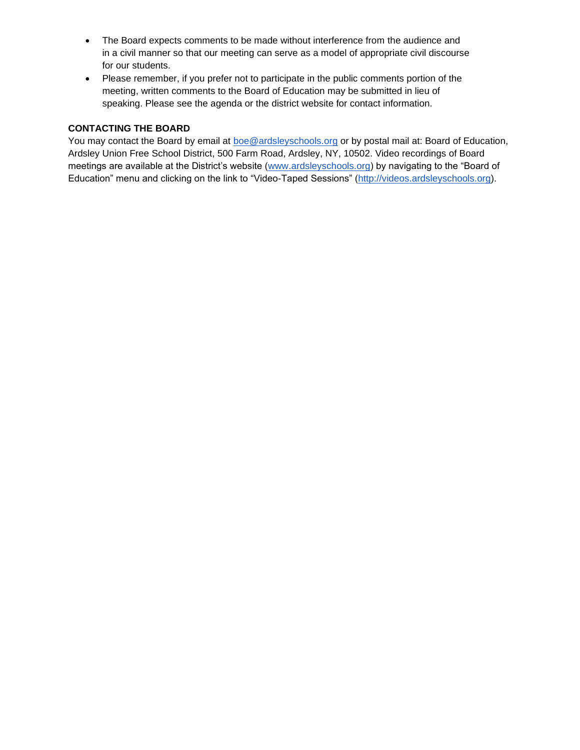- The Board expects comments to be made without interference from the audience and in a civil manner so that our meeting can serve as a model of appropriate civil discourse for our students.
- Please remember, if you prefer not to participate in the public comments portion of the meeting, written comments to the Board of Education may be submitted in lieu of speaking. Please see the agenda or the district website for contact information.

**CONTACTING THE BOARD**

You may contact the Board by email at boe@ardsleyschools.org or by postal mail at: Board of Education, Ardsley Union Free School District, 500 Farm Road, Ardsley, NY, 10502. Video recordings of Board meetings are available at the District's website (www.ardsleyschools.org) by navigating to the "Board of Education" menu and clicking on the link to "Video-Taped Sessions" (http://videos.ardsleyschools.org).